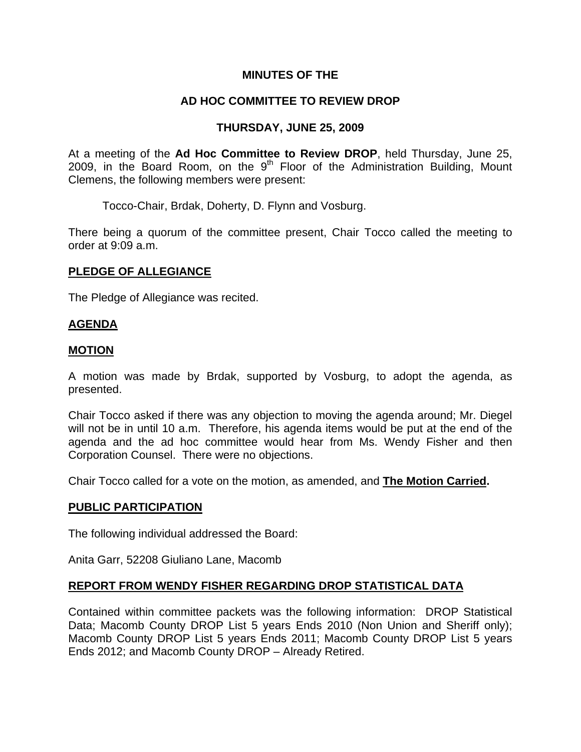# MINUTES OF THE

## AD HOC COMMITTEE TO REVIEW DROP

### THURSDAY, JUNE 25, 2009

At a meeting of the **Ad Hoc Committee to Review DROP**, held Thursday, June 25, 2009, in the Board Room, on the 9th Floor of the Administration Building, Mount Clemens, the following members were present:

Tocco-Chair, Brdak, Doherty, D. Flynn and Vosburg.

There being a quorum of the committee present, Chair Tocco called the meeting to order at 9:09 a.m.

**PLEDGE OF ALLEGIANCE**

The Pledge of Allegiance was recited.

**AGENDA**

**MOTION**

A motion was made by Brdak, supported by Vosburg, to adopt the agenda, as presented.

Chair Tocco asked if there was any objection to moving the agenda around; Mr. Diegel will not be in until 10 a.m. Therefore, his agenda items would be put at the end of the agenda and the ad hoc committee would hear from Ms. Wendy Fisher and then Corporation Counsel. There were no objections.

Chair Tocco called for a vote on the motion, as amended, and **The Motion Carried.**

**PUBLIC PARTICIPATION**

The following individual addressed the Board:

Anita Garr, 52208 Giuliano Lane, Macomb

**REPORT FROM WENDY FISHER REGARDING DROP STATISTICAL DATA**

Contained within committee packets was the following information: DROP Statistical Data; Macomb County DROP List 5 years Ends 2010 (Non Union and Sheriff only); Macomb County DROP List 5 years Ends 2011; Macomb County DROP List 5 years Ends 2012; and Macomb County DROP – Already Retired.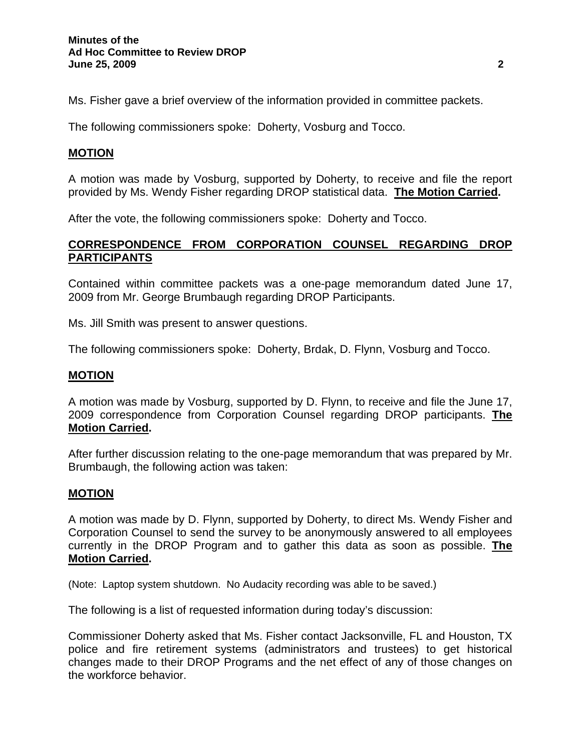Ms. Fisher gave a brief overview of the information provided in committee packets.

The following commissioners spoke: Doherty, Vosburg and Tocco.

**MOTION**

A motion was made by Vosburg, supported by Doherty, to receive and file the report provided by Ms. Wendy Fisher regarding DROP statistical data. **The Motion Carried.**

After the vote, the following commissioners spoke: Doherty and Tocco.

## CORRESPONDENCE FROM CORPORATION COUNSEL REGARDING DROP PARTICIPANTS

Contained within committee packets was a one-page memorandum dated June 17, 2009 from Mr. George Brumbaugh regarding DROP Participants.

Ms. Jill Smith was present to answer questions.

The following commissioners spoke: Doherty, Brdak, D. Flynn, Vosburg and Tocco.

**MOTION**

A motion was made by Vosburg, supported by D. Flynn, to receive and file the June 17, 2009 correspondence from Corporation Counsel regarding DROP participants. **The Motion Carried.**

After further discussion relating to the one-page memorandum that was prepared by Mr. Brumbaugh, the following action was taken:

**MOTION**

A motion was made by D. Flynn, supported by Doherty, to direct Ms. Wendy Fisher and Corporation Counsel to send the survey to be anonymously answered to all employees currently in the DROP Program and to gather this data as soon as possible. **The Motion Carried.**

(Note: Laptop system shutdown. No Audacity recording was able to be saved.)

The following is a list of requested information during today's discussion:

Commissioner Doherty asked that Ms. Fisher contact Jacksonville, FL and Houston, TX police and fire retirement systems (administrators and trustees) to get historical changes made to their DROP Programs and the net effect of any of those changes on the workforce behavior.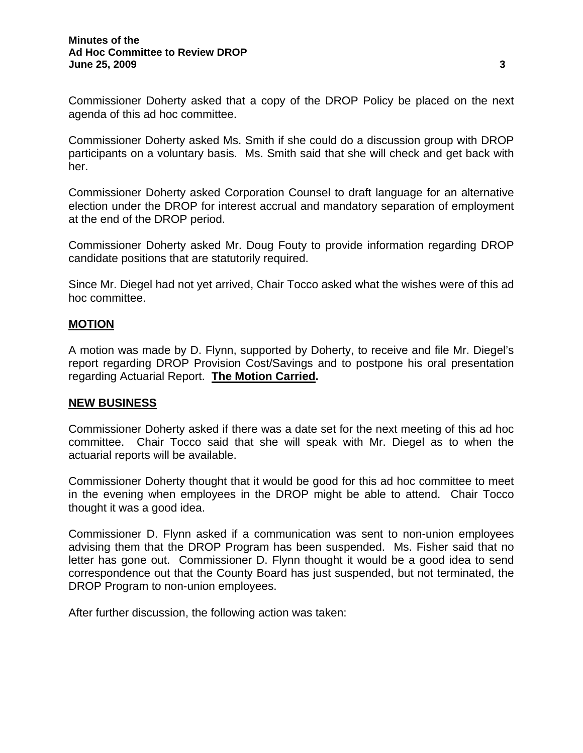Commissioner Doherty asked that a copy of the DROP Policy be placed on the next agenda of this ad hoc committee.

Commissioner Doherty asked Ms. Smith if she could do a discussion group with DROP participants on a voluntary basis. Ms. Smith said that she will check and get back with her.

Commissioner Doherty asked Corporation Counsel to draft language for an alternative election under the DROP for interest accrual and mandatory separation of employment at the end of the DROP period.

Commissioner Doherty asked Mr. Doug Fouty to provide information regarding DROP candidate positions that are statutorily required.

Since Mr. Diegel had not yet arrived, Chair Tocco asked what the wishes were of this ad hoc committee.

**MOTION**

A motion was made by D. Flynn, supported by Doherty, to receive and file Mr. Diegel's report regarding DROP Provision Cost/Savings and to postpone his oral presentation regarding Actuarial Report. **The Motion Carried.**

**NEW BUSINESS**

Commissioner Doherty asked if there was a date set for the next meeting of this ad hoc committee. Chair Tocco said that she will speak with Mr. Diegel as to when the actuarial reports will be available.

Commissioner Doherty thought that it would be good for this ad hoc committee to meet in the evening when employees in the DROP might be able to attend. Chair Tocco thought it was a good idea.

Commissioner D. Flynn asked if a communication was sent to non-union employees advising them that the DROP Program has been suspended. Ms. Fisher said that no letter has gone out. Commissioner D. Flynn thought it would be a good idea to send correspondence out that the County Board has just suspended, but not terminated, the DROP Program to non-union employees.

After further discussion, the following action was taken: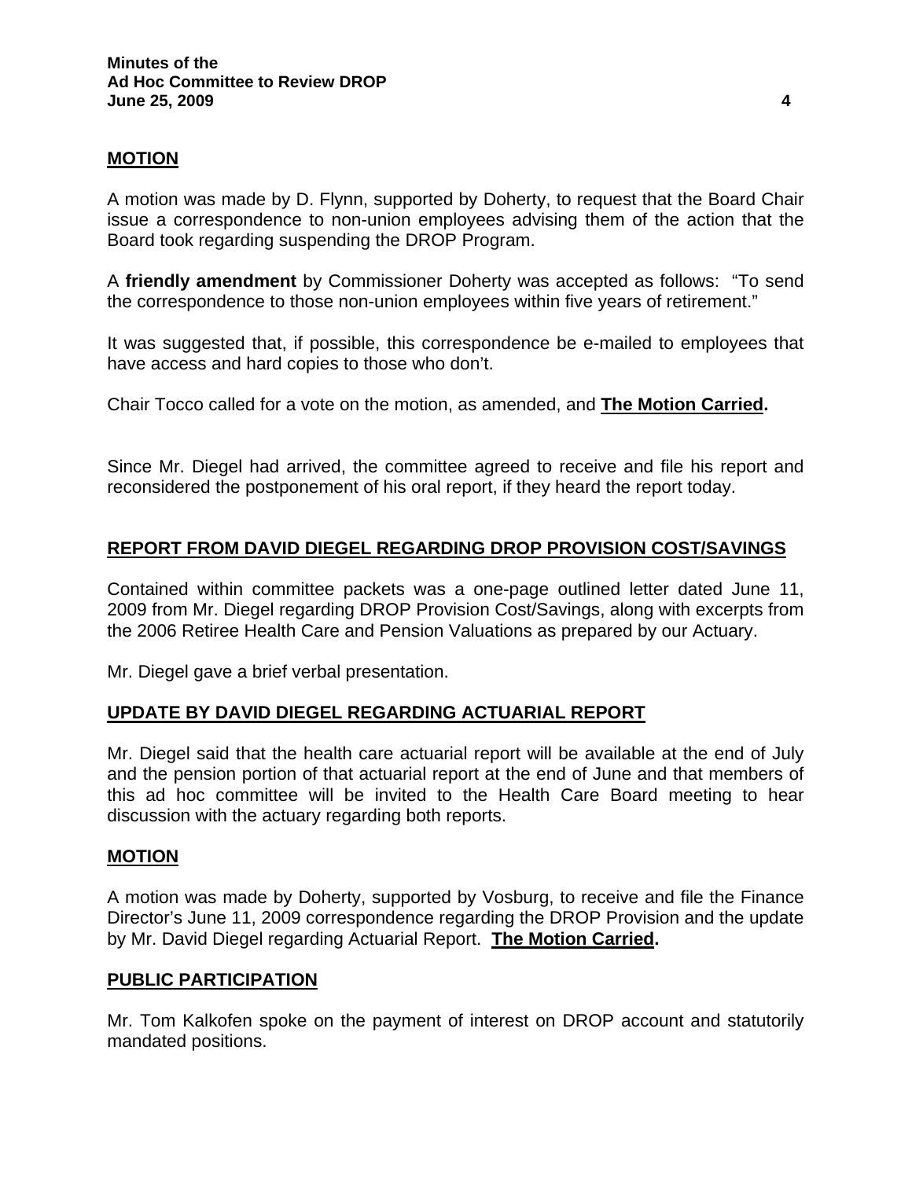## MOTION

A motion was made by D. Flynn, supported by Doherty, to request that the Board Chair issue a correspondence to non-union employees advising them of the action that the Board took regarding suspending the DROP Program.

A **friendly amendment** by Commissioner Doherty was accepted as follows: "To send the correspondence to those non-union employees within five years of retirement."

It was suggested that, if possible, this correspondence be e-mailed to employees that have access and hard copies to those who don't.

Chair Tocco called for a vote on the motion, as amended, and **The Motion Carried.**

Since Mr. Diegel had arrived, the committee agreed to receive and file his report and reconsidered the postponement of his oral report, if they heard the report today.

## REPORT FROM DAVID DIEGEL REGARDING DROP PROVISION COST/SAVINGS

Contained within committee packets was a one-page outlined letter dated June 11, 2009 from Mr. Diegel regarding DROP Provision Cost/Savings, along with excerpts from the 2006 Retiree Health Care and Pension Valuations as prepared by our Actuary.

Mr. Diegel gave a brief verbal presentation.

## UPDATE BY DAVID DIEGEL REGARDING ACTUARIAL REPORT

Mr. Diegel said that the health care actuarial report will be available at the end of July and the pension portion of that actuarial report at the end of June and that members of this ad hoc committee will be invited to the Health Care Board meeting to hear discussion with the actuary regarding both reports.

## MOTION

A motion was made by Doherty, supported by Vosburg, to receive and file the Finance Director's June 11, 2009 correspondence regarding the DROP Provision and the update by Mr. David Diegel regarding Actuarial Report. **The Motion Carried.**

## PUBLIC PARTICIPATION

Mr. Tom Kalkofen spoke on the payment of interest on DROP account and statutorily mandated positions.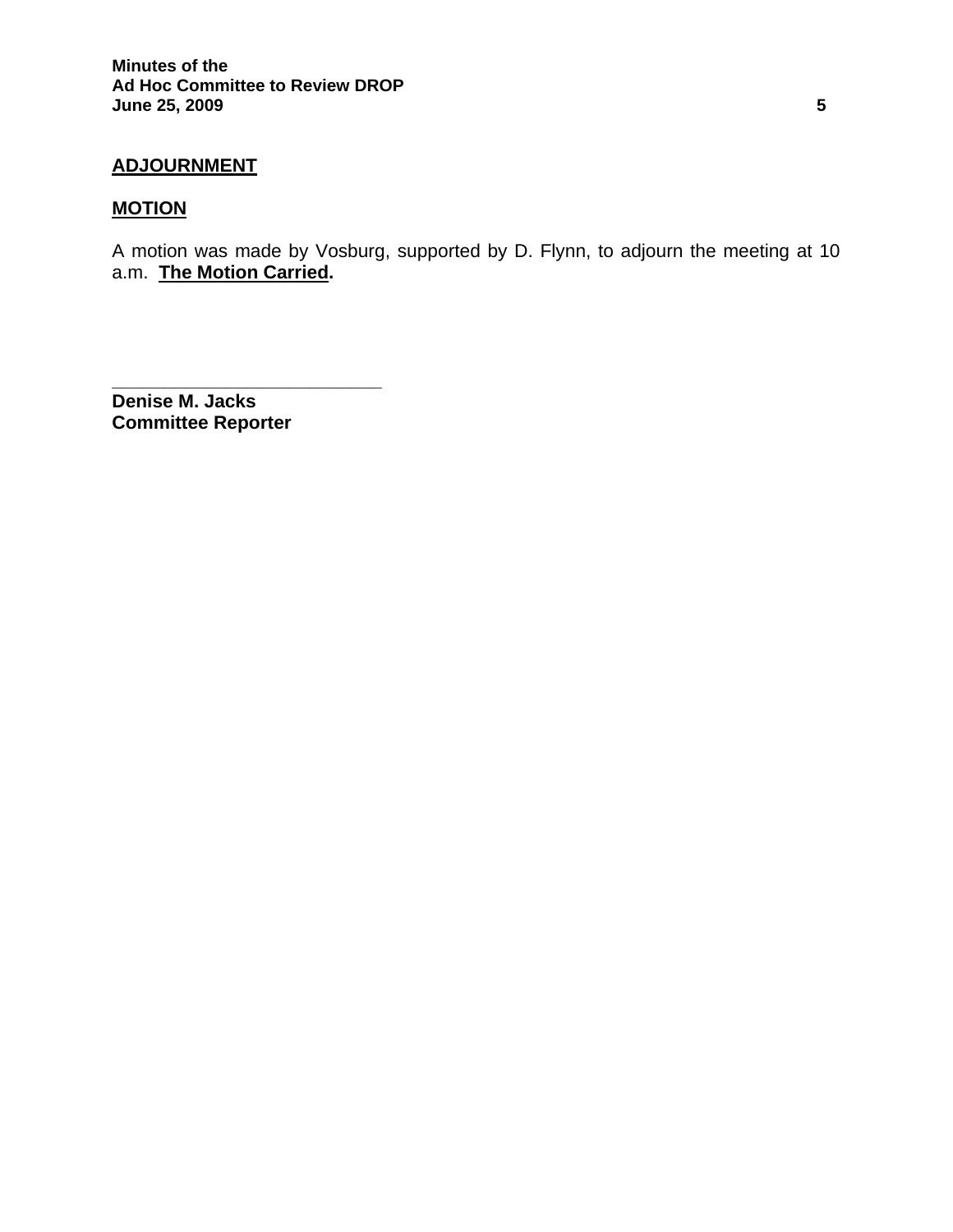## ADJOURNMENT

### MOTION

A motion was made by Vosburg, supported by D. Flynn, to adjourn the meeting at 10 a.m. **The Motion Carried.**

\_\_\_\_\_\_\_\_\_\_\_\_\_\_\_\_\_\_\_\_\_\_\_\_\_\_\_\_

**Denise M. Jacks**
**Committee Reporter**